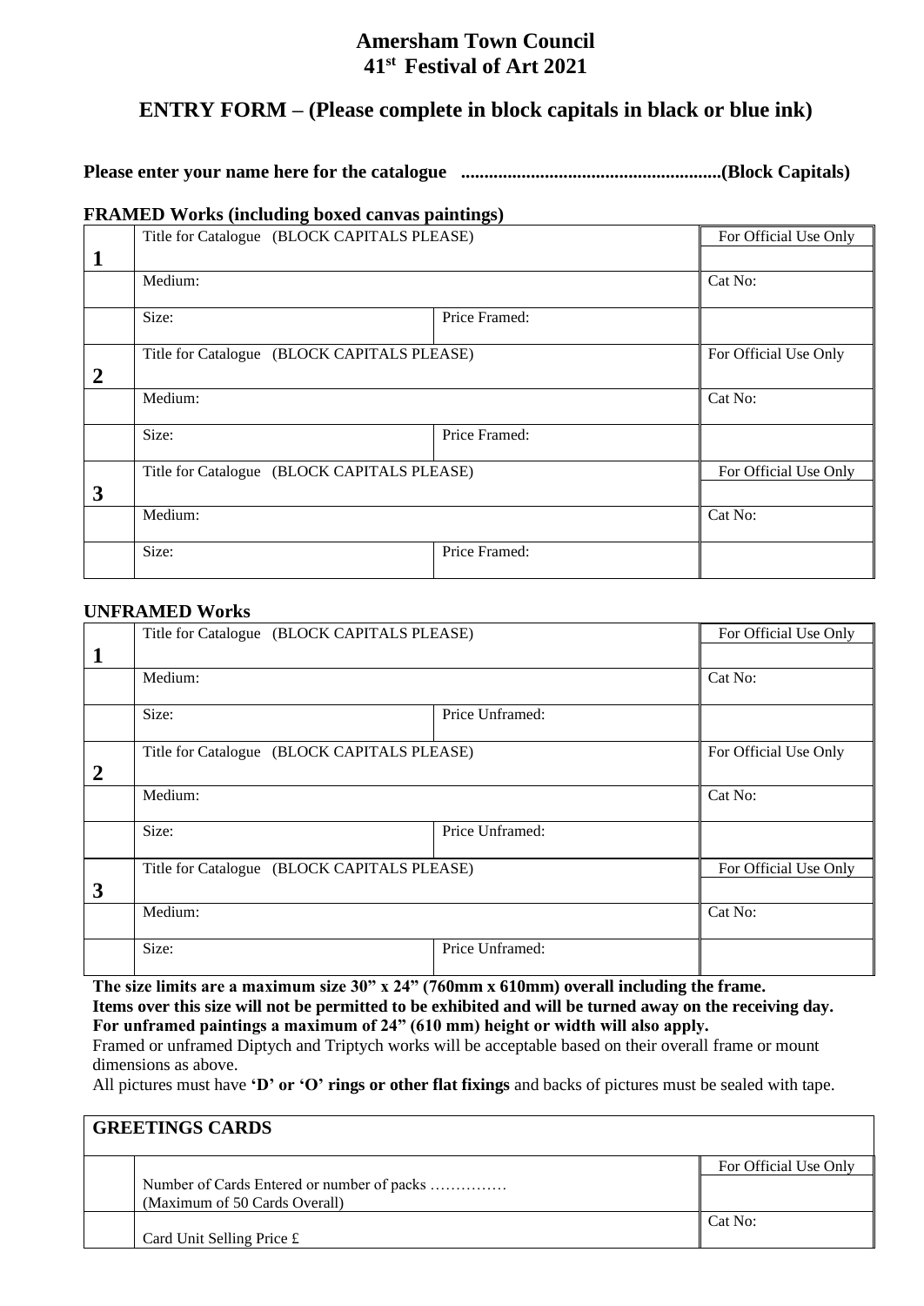# Amersham Town Council
# 41st Festival of Art 2021

## ENTRY FORM – (Please complete in block capitals in black or blue ink)

**Please enter your name here for the catalogue ........................................................(Block Capitals)**

### FRAMED Works (including boxed canvas paintings)

| | | | |
|---|---|---|---|
| **1** | Title for Catalogue (BLOCK CAPITALS PLEASE) | | For Official Use Only |
| | Medium: | | Cat No: |
| | Size: | Price Framed: | |
| **2** | Title for Catalogue (BLOCK CAPITALS PLEASE) | | For Official Use Only |
| | Medium: | | Cat No: |
| | Size: | Price Framed: | |
| **3** | Title for Catalogue (BLOCK CAPITALS PLEASE) | | For Official Use Only |
| | Medium: | | Cat No: |
| | Size: | Price Framed: | |

### UNFRAMED Works

| | | | |
|---|---|---|---|
| **1** | Title for Catalogue (BLOCK CAPITALS PLEASE) | | For Official Use Only |
| | Medium: | | Cat No: |
| | Size: | Price Unframed: | |
| **2** | Title for Catalogue (BLOCK CAPITALS PLEASE) | | For Official Use Only |
| | Medium: | | Cat No: |
| | Size: | Price Unframed: | |
| **3** | Title for Catalogue (BLOCK CAPITALS PLEASE) | | For Official Use Only |
| | Medium: | | Cat No: |
| | Size: | Price Unframed: | |

**The size limits are a maximum size 30" x 24" (760mm x 610mm) overall including the frame.**
**Items over this size will not be permitted to be exhibited and will be turned away on the receiving day.**
**For unframed paintings a maximum of 24" (610 mm) height or width will also apply.**

Framed or unframed Diptych and Triptych works will be acceptable based on their overall frame or mount dimensions as above.

All pictures must have **'D' or 'O' rings or other flat fixings** and backs of pictures must be sealed with tape.

| **GREETINGS CARDS** | | |
|---|---|---|
| | Number of Cards Entered or number of packs …………… (Maximum of 50 Cards Overall) | For Official Use Only |
| | Card Unit Selling Price £ | Cat No: |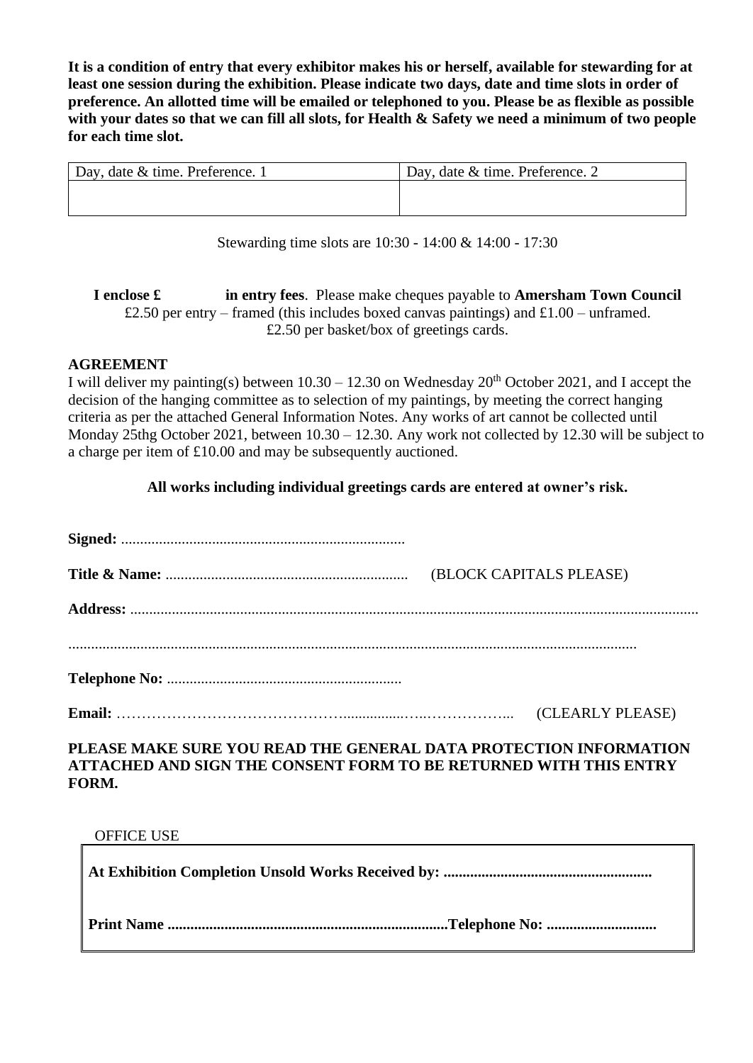**It is a condition of entry that every exhibitor makes his or herself, available for stewarding for at least one session during the exhibition. Please indicate two days, date and time slots in order of preference. An allotted time will be emailed or telephoned to you. Please be as flexible as possible with your dates so that we can fill all slots, for Health & Safety we need a minimum of two people for each time slot.**

| Day, date & time. Preference. 1 | Day, date & time. Preference. 2 |
| --- | --- |
| | |

Stewarding time slots are 10:30 - 14:00 & 14:00 - 17:30

**I enclose £ in entry fees**. Please make cheques payable to **Amersham Town Council**
£2.50 per entry – framed (this includes boxed canvas paintings) and £1.00 – unframed.
£2.50 per basket/box of greetings cards.

**AGREEMENT**

I will deliver my painting(s) between 10.30 – 12.30 on Wednesday 20th October 2021, and I accept the decision of the hanging committee as to selection of my paintings, by meeting the correct hanging criteria as per the attached General Information Notes. Any works of art cannot be collected until Monday 25thg October 2021, between 10.30 – 12.30. Any work not collected by 12.30 will be subject to a charge per item of £10.00 and may be subsequently auctioned.

**All works including individual greetings cards are entered at owner's risk.**

**Signed:** ..........................................................................

**Title & Name:** ............................................................... (BLOCK CAPITALS PLEASE)

**Address:** ....................................................................................................................................................

...................................................................................................................................................

**Telephone No:** .............................................................

**Email:** ………………………………………...............….……………... (CLEARLY PLEASE)

**PLEASE MAKE SURE YOU READ THE GENERAL DATA PROTECTION INFORMATION ATTACHED AND SIGN THE CONSENT FORM TO BE RETURNED WITH THIS ENTRY FORM.**

OFFICE USE

**At Exhibition Completion Unsold Works Received by: ......................................................**

**Print Name .........................................................................Telephone No: ............................**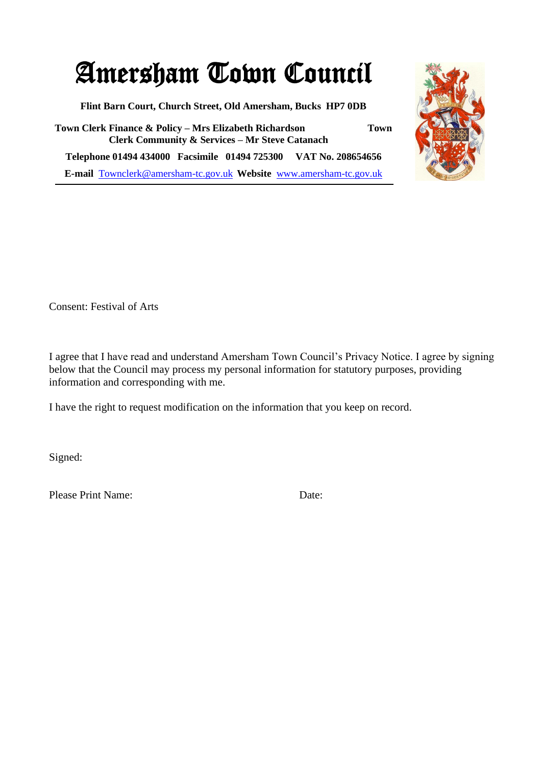# Amersham Town Council

**Flint Barn Court, Church Street, Old Amersham, Bucks HP7 0DB**

**Town Clerk Finance & Policy – Mrs Elizabeth Richardson Town Clerk Community & Services – Mr Steve Catanach**

**Telephone 01494 434000 Facsimile 01494 725300 VAT No. 208654656**

**E-mail** Townclerk@amersham-tc.gov.uk **Website** www.amersham-tc.gov.uk

---

Consent: Festival of Arts

I agree that I have read and understand Amersham Town Council's Privacy Notice. I agree by signing below that the Council may process my personal information for statutory purposes, providing information and corresponding with me.

I have the right to request modification on the information that you keep on record.

Signed:

Please Print Name: Date: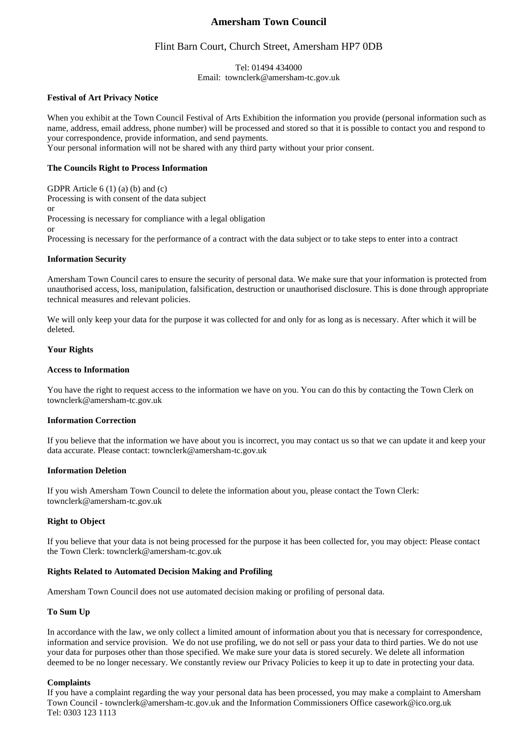# Amersham Town Council

Flint Barn Court, Church Street, Amersham HP7 0DB

Tel: 01494 434000
Email: townclerk@amersham-tc.gov.uk

**Festival of Art Privacy Notice**

When you exhibit at the Town Council Festival of Arts Exhibition the information you provide (personal information such as name, address, email address, phone number) will be processed and stored so that it is possible to contact you and respond to your correspondence, provide information, and send payments.
Your personal information will not be shared with any third party without your prior consent.

**The Councils Right to Process Information**

GDPR Article 6 (1) (a) (b) and (c)
Processing is with consent of the data subject
or
Processing is necessary for compliance with a legal obligation
or
Processing is necessary for the performance of a contract with the data subject or to take steps to enter into a contract

**Information Security**

Amersham Town Council cares to ensure the security of personal data. We make sure that your information is protected from unauthorised access, loss, manipulation, falsification, destruction or unauthorised disclosure. This is done through appropriate technical measures and relevant policies.

We will only keep your data for the purpose it was collected for and only for as long as is necessary. After which it will be deleted.

**Your Rights**

**Access to Information**

You have the right to request access to the information we have on you. You can do this by contacting the Town Clerk on townclerk@amersham-tc.gov.uk

**Information Correction**

If you believe that the information we have about you is incorrect, you may contact us so that we can update it and keep your data accurate. Please contact: townclerk@amersham-tc.gov.uk

**Information Deletion**

If you wish Amersham Town Council to delete the information about you, please contact the Town Clerk: townclerk@amersham-tc.gov.uk

**Right to Object**

If you believe that your data is not being processed for the purpose it has been collected for, you may object: Please contact the Town Clerk: townclerk@amersham-tc.gov.uk

**Rights Related to Automated Decision Making and Profiling**

Amersham Town Council does not use automated decision making or profiling of personal data.

**To Sum Up**

In accordance with the law, we only collect a limited amount of information about you that is necessary for correspondence, information and service provision. We do not use profiling, we do not sell or pass your data to third parties. We do not use your data for purposes other than those specified. We make sure your data is stored securely. We delete all information deemed to be no longer necessary. We constantly review our Privacy Policies to keep it up to date in protecting your data.

**Complaints**

If you have a complaint regarding the way your personal data has been processed, you may make a complaint to Amersham Town Council - townclerk@amersham-tc.gov.uk and the Information Commissioners Office casework@ico.org.uk
Tel: 0303 123 1113